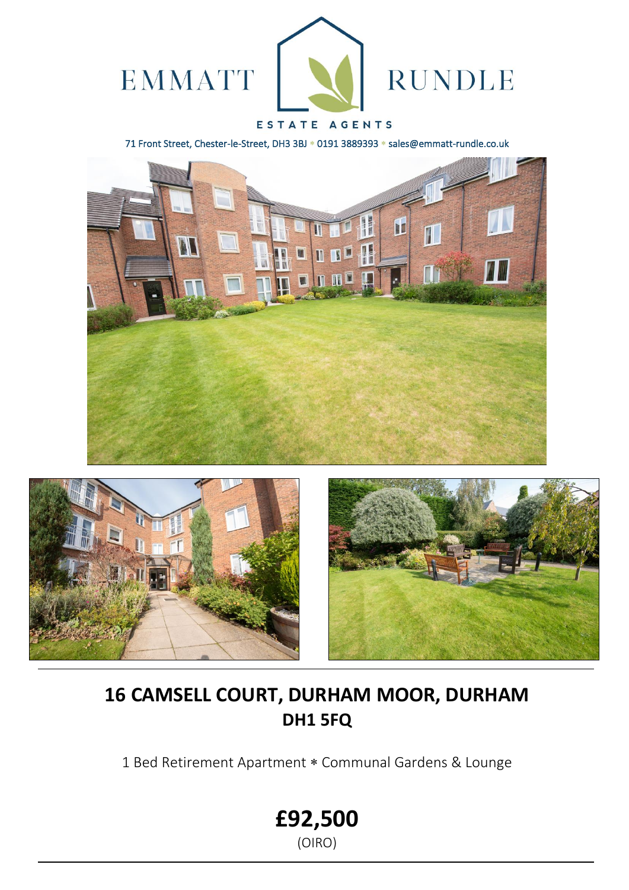EMMATT RUNDLE

ESTATE AGENTS

71 Front Street, Chester-le-Street, DH3 3BJ * 0191 3889393 * sales@emmatt-rundle.co.uk

# 16 CAMSELL COURT, DURHAM MOOR, DURHAM
## DH1 5FQ

1 Bed Retirement Apartment * Communal Gardens & Lounge

**£92,500**

(OIRO)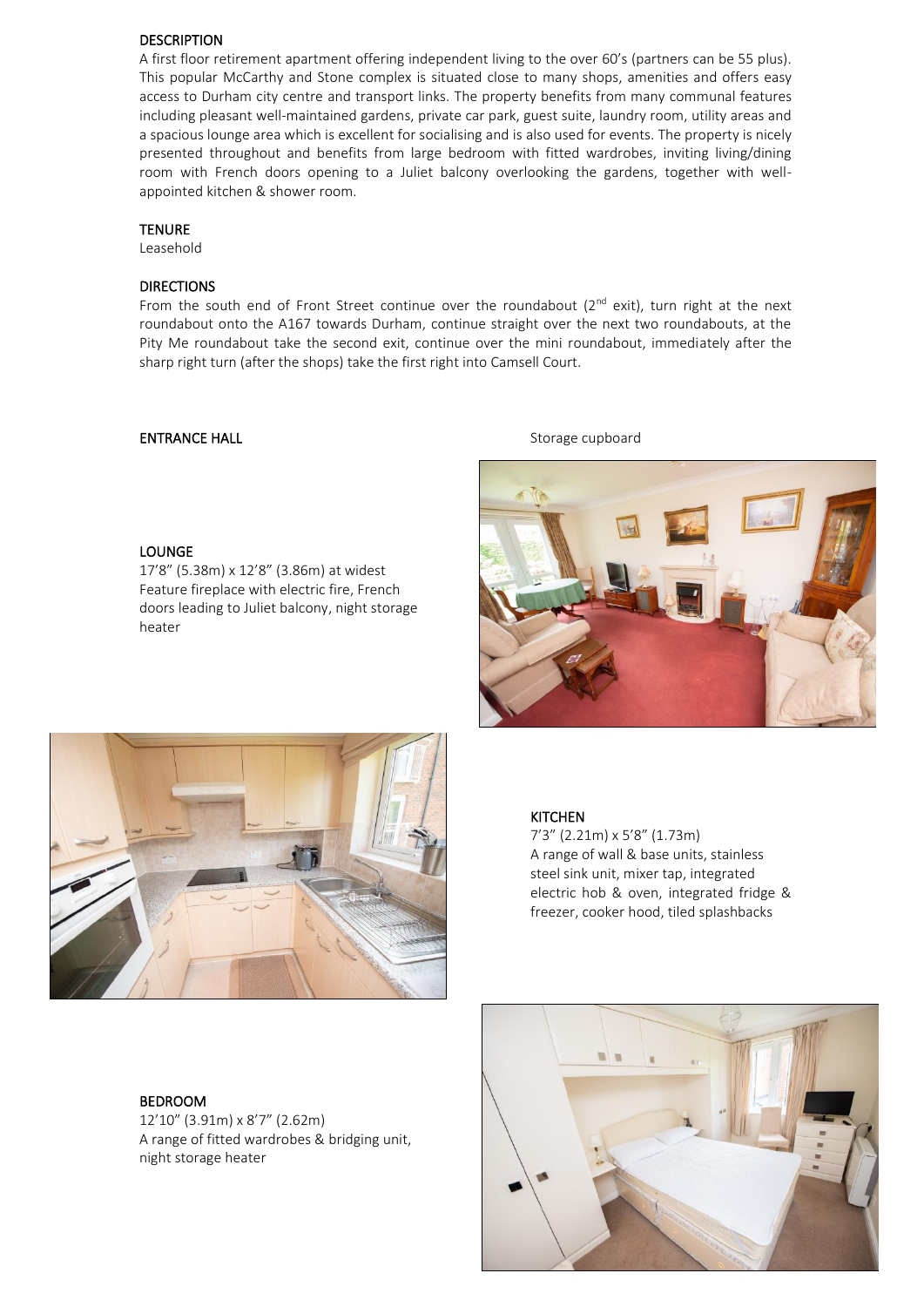## DESCRIPTION

A first floor retirement apartment offering independent living to the over 60's (partners can be 55 plus). This popular McCarthy and Stone complex is situated close to many shops, amenities and offers easy access to Durham city centre and transport links. The property benefits from many communal features including pleasant well-maintained gardens, private car park, guest suite, laundry room, utility areas and a spacious lounge area which is excellent for socialising and is also used for events. The property is nicely presented throughout and benefits from large bedroom with fitted wardrobes, inviting living/dining room with French doors opening to a Juliet balcony overlooking the gardens, together with well-appointed kitchen & shower room.

## TENURE

Leasehold

## DIRECTIONS

From the south end of Front Street continue over the roundabout (2nd exit), turn right at the next roundabout onto the A167 towards Durham, continue straight over the next two roundabouts, at the Pity Me roundabout take the second exit, continue over the mini roundabout, immediately after the sharp right turn (after the shops) take the first right into Camsell Court.

## ENTRANCE HALL

Storage cupboard

## LOUNGE

17'8" (5.38m) x 12'8" (3.86m) at widest
Feature fireplace with electric fire, French doors leading to Juliet balcony, night storage heater

## KITCHEN

7'3" (2.21m) x 5'8" (1.73m)
A range of wall & base units, stainless steel sink unit, mixer tap, integrated electric hob & oven, integrated fridge & freezer, cooker hood, tiled splashbacks

## BEDROOM

12'10" (3.91m) x 8'7" (2.62m)
A range of fitted wardrobes & bridging unit, night storage heater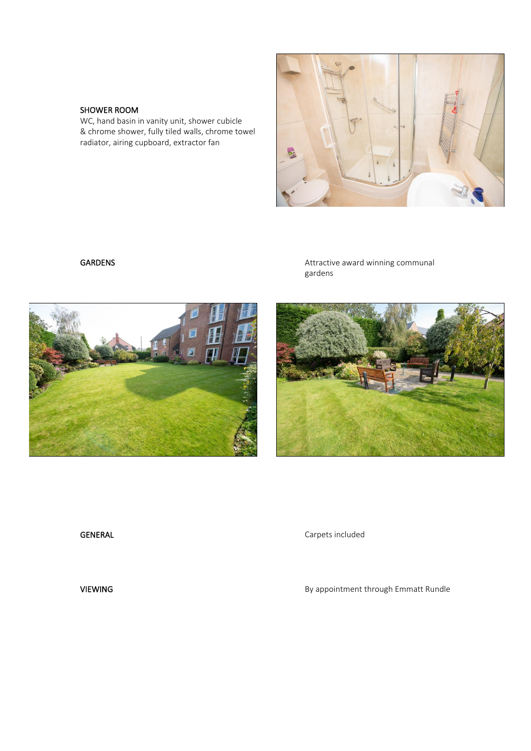SHOWER ROOM
WC, hand basin in vanity unit, shower cubicle & chrome shower, fully tiled walls, chrome towel radiator, airing cupboard, extractor fan

GARDENS

Attractive award winning communal gardens

GENERAL

Carpets included

VIEWING

By appointment through Emmatt Rundle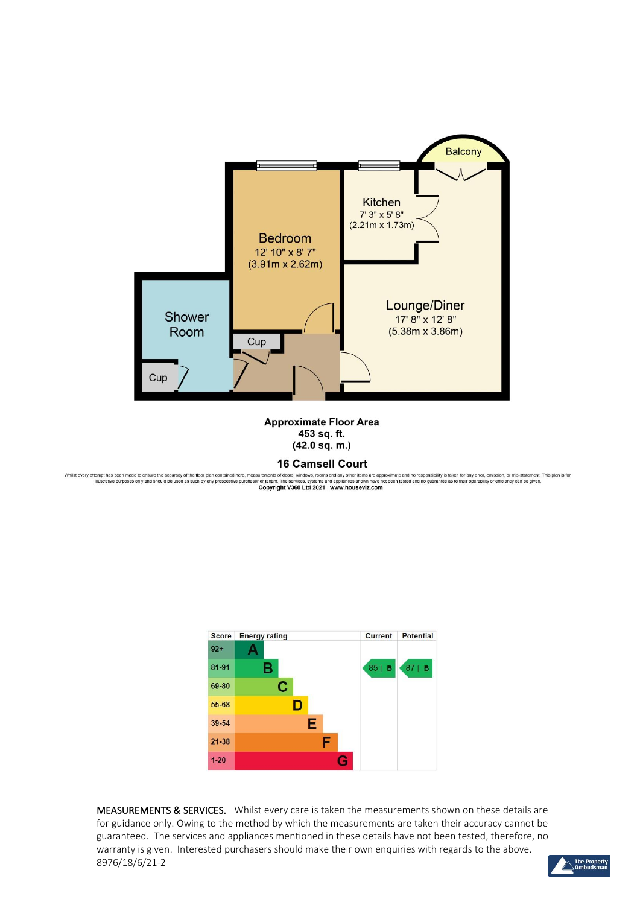Balcony

Kitchen
7' 3" x 5' 8"
(2.21m x 1.73m)

Bedroom
12' 10" x 8' 7"
(3.91m x 2.62m)

Shower Room

Cup

Cup

Lounge/Diner
17' 8" x 12' 8"
(5.38m x 3.86m)

**Approximate Floor Area**
**453 sq. ft.**
**(42.0 sq. m.)**

**16 Camsell Court**

Whilst every attempt has been made to ensure the accuracy of the floor plan contained here, measurements of doors, windows, rooms and any other items are approximate and no responsibility is taken for any error, omission, or mis-statement. This plan is for illustrative purposes only and should be used as such by any prospective purchaser or tenant. The services, systems and appliances shown have not been tested and no guarantee as to their operability or efficiency can be given.
**Copyright V360 Ltd 2021 | www.houseviz.com**

Score
Energy rating
Current
Potential

92+ A
81-91 B
69-80 C
55-68 D
39-54 E
21-38 F
1-20 G

85 | B
87 | B

MEASUREMENTS & SERVICES. Whilst every care is taken the measurements shown on these details are for guidance only. Owing to the method by which the measurements are taken their accuracy cannot be guaranteed. The services and appliances mentioned in these details have not been tested, therefore, no warranty is given. Interested purchasers should make their own enquiries with regards to the above.
8976/18/6/21-2

The Property Ombudsman